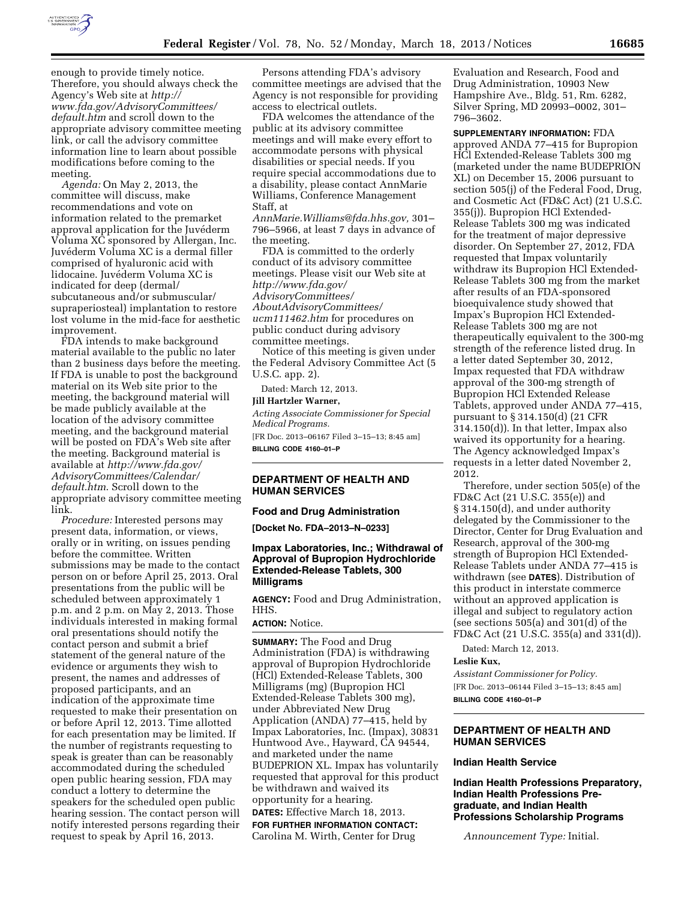enough to provide timely notice. Therefore, you should always check the Agency's Web site at *http://www.fda.gov/AdvisoryCommittees/default.htm* and scroll down to the appropriate advisory committee meeting link, or call the advisory committee information line to learn about possible modifications before coming to the meeting.

*Agenda:* On May 2, 2013, the committee will discuss, make recommendations and vote on information related to the premarket approval application for the Juvéderm Voluma XC sponsored by Allergan, Inc. Juvéderm Voluma XC is a dermal filler comprised of hyaluronic acid with lidocaine. Juvéderm Voluma XC is indicated for deep (dermal/subcutaneous and/or submuscular/supraperiosteal) implantation to restore lost volume in the mid-face for aesthetic improvement.

FDA intends to make background material available to the public no later than 2 business days before the meeting. If FDA is unable to post the background material on its Web site prior to the meeting, the background material will be made publicly available at the location of the advisory committee meeting, and the background material will be posted on FDA's Web site after the meeting. Background material is available at *http://www.fda.gov/AdvisoryCommittees/Calendar/default.htm*. Scroll down to the appropriate advisory committee meeting link.

*Procedure:* Interested persons may present data, information, or views, orally or in writing, on issues pending before the committee. Written submissions may be made to the contact person on or before April 25, 2013. Oral presentations from the public will be scheduled between approximately 1 p.m. and 2 p.m. on May 2, 2013. Those individuals interested in making formal oral presentations should notify the contact person and submit a brief statement of the general nature of the evidence or arguments they wish to present, the names and addresses of proposed participants, and an indication of the approximate time requested to make their presentation on or before April 12, 2013. Time allotted for each presentation may be limited. If the number of registrants requesting to speak is greater than can be reasonably accommodated during the scheduled open public hearing session, FDA may conduct a lottery to determine the speakers for the scheduled open public hearing session. The contact person will notify interested persons regarding their request to speak by April 16, 2013.

Persons attending FDA's advisory committee meetings are advised that the Agency is not responsible for providing access to electrical outlets.

FDA welcomes the attendance of the public at its advisory committee meetings and will make every effort to accommodate persons with physical disabilities or special needs. If you require special accommodations due to a disability, please contact AnnMarie Williams, Conference Management Staff, at *AnnMarie.Williams@fda.hhs.gov*, 301–796–5966, at least 7 days in advance of the meeting.

FDA is committed to the orderly conduct of its advisory committee meetings. Please visit our Web site at *http://www.fda.gov/AdvisoryCommittees/AboutAdvisoryCommittees/ucm111462.htm* for procedures on public conduct during advisory committee meetings.

Notice of this meeting is given under the Federal Advisory Committee Act (5 U.S.C. app. 2).

Dated: March 12, 2013.

**Jill Hartzler Warner,**

*Acting Associate Commissioner for Special Medical Programs.*

[FR Doc. 2013–06167 Filed 3–15–13; 8:45 am]

**BILLING CODE 4160–01–P**

---

## DEPARTMENT OF HEALTH AND HUMAN SERVICES

### Food and Drug Administration

**[Docket No. FDA–2013–N–0233]**

### Impax Laboratories, Inc.; Withdrawal of Approval of Bupropion Hydrochloride Extended-Release Tablets, 300 Milligrams

**AGENCY:** Food and Drug Administration, HHS.

**ACTION:** Notice.

**SUMMARY:** The Food and Drug Administration (FDA) is withdrawing approval of Bupropion Hydrochloride (HCl) Extended-Release Tablets, 300 Milligrams (mg) (Bupropion HCl Extended-Release Tablets 300 mg), under Abbreviated New Drug Application (ANDA) 77–415, held by Impax Laboratories, Inc. (Impax), 30831 Huntwood Ave., Hayward, CA 94544, and marketed under the name BUDEPRION XL. Impax has voluntarily requested that approval for this product be withdrawn and waived its opportunity for a hearing.

**DATES:** Effective March 18, 2013.

**FOR FURTHER INFORMATION CONTACT:** Carolina M. Wirth, Center for Drug Evaluation and Research, Food and Drug Administration, 10903 New Hampshire Ave., Bldg. 51, Rm. 6282, Silver Spring, MD 20993–0002, 301–796–3602.

**SUPPLEMENTARY INFORMATION:** FDA approved ANDA 77–415 for Bupropion HCl Extended-Release Tablets 300 mg (marketed under the name BUDEPRION XL) on December 15, 2006 pursuant to section 505(j) of the Federal Food, Drug, and Cosmetic Act (FD&C Act) (21 U.S.C. 355(j)). Bupropion HCl Extended-Release Tablets 300 mg was indicated for the treatment of major depressive disorder. On September 27, 2012, FDA requested that Impax voluntarily withdraw its Bupropion HCl Extended-Release Tablets 300 mg from the market after results of an FDA-sponsored bioequivalence study showed that Impax's Bupropion HCl Extended-Release Tablets 300 mg are not therapeutically equivalent to the 300-mg strength of the reference listed drug. In a letter dated September 30, 2012, Impax requested that FDA withdraw approval of the 300-mg strength of Bupropion HCl Extended Release Tablets, approved under ANDA 77–415, pursuant to § 314.150(d) (21 CFR 314.150(d)). In that letter, Impax also waived its opportunity for a hearing. The Agency acknowledged Impax's requests in a letter dated November 2, 2012.

Therefore, under section 505(e) of the FD&C Act (21 U.S.C. 355(e)) and § 314.150(d), and under authority delegated by the Commissioner to the Director, Center for Drug Evaluation and Research, approval of the 300-mg strength of Bupropion HCl Extended-Release Tablets under ANDA 77–415 is withdrawn (see **DATES**). Distribution of this product in interstate commerce without an approved application is illegal and subject to regulatory action (see sections 505(a) and 301(d) of the FD&C Act (21 U.S.C. 355(a) and 331(d)).

Dated: March 12, 2013.

**Leslie Kux,**

*Assistant Commissioner for Policy.*

[FR Doc. 2013–06144 Filed 3–15–13; 8:45 am]

**BILLING CODE 4160–01–P**

---

## DEPARTMENT OF HEALTH AND HUMAN SERVICES

### Indian Health Service

### Indian Health Professions Preparatory, Indian Health Professions Pre-graduate, and Indian Health Professions Scholarship Programs

*Announcement Type:* Initial.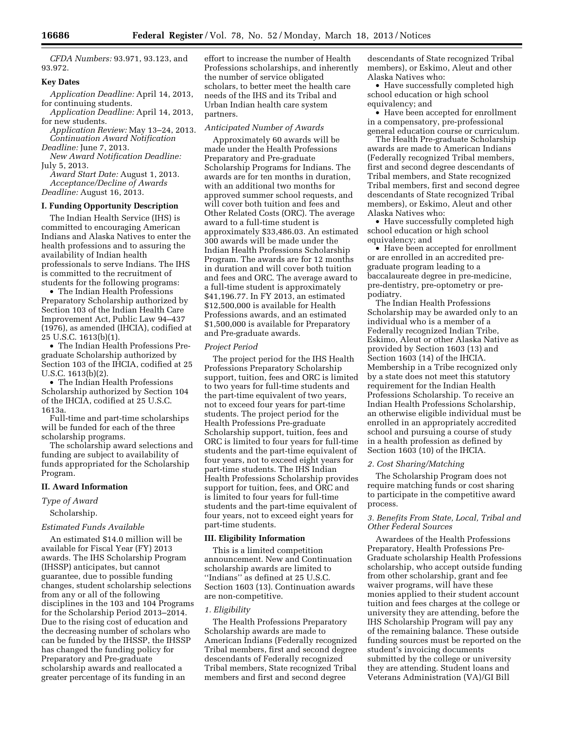*CFDA Numbers:* 93.971, 93.123, and 93.972.

## Key Dates

*Application Deadline:* April 14, 2013, for continuing students.

*Application Deadline:* April 14, 2013, for new students.

*Application Review:* May 13–24, 2013.

*Continuation Award Notification Deadline:* June 7, 2013.

*New Award Notification Deadline:* July 5, 2013.

*Award Start Date:* August 1, 2013.

*Acceptance/Decline of Awards Deadline:* August 16, 2013.

## I. Funding Opportunity Description

The Indian Health Service (IHS) is committed to encouraging American Indians and Alaska Natives to enter the health professions and to assuring the availability of Indian health professionals to serve Indians. The IHS is committed to the recruitment of students for the following programs:

- The Indian Health Professions Preparatory Scholarship authorized by Section 103 of the Indian Health Care Improvement Act, Public Law 94–437 (1976), as amended (IHCIA), codified at 25 U.S.C. 1613(b)(1).
- The Indian Health Professions Pre-graduate Scholarship authorized by Section 103 of the IHCIA, codified at 25 U.S.C. 1613(b)(2).
- The Indian Health Professions Scholarship authorized by Section 104 of the IHCIA, codified at 25 U.S.C. 1613a.

Full-time and part-time scholarships will be funded for each of the three scholarship programs.

The scholarship award selections and funding are subject to availability of funds appropriated for the Scholarship Program.

## II. Award Information

*Type of Award*

Scholarship.

*Estimated Funds Available*

An estimated $14.0 million will be available for Fiscal Year (FY) 2013 awards. The IHS Scholarship Program (IHSSP) anticipates, but cannot guarantee, due to possible funding changes, student scholarship selections from any or all of the following disciplines in the 103 and 104 Programs for the Scholarship Period 2013–2014. Due to the rising cost of education and the decreasing number of scholars who can be funded by the IHSSP, the IHSSP has changed the funding policy for Preparatory and Pre-graduate scholarship awards and reallocated a greater percentage of its funding in an effort to increase the number of Health Professions scholarships, and inherently the number of service obligated scholars, to better meet the health care needs of the IHS and its Tribal and Urban Indian health care system partners.

*Anticipated Number of Awards*

Approximately 60 awards will be made under the Health Professions Preparatory and Pre-graduate Scholarship Programs for Indians. The awards are for ten months in duration, with an additional two months for approved summer school requests, and will cover both tuition and fees and Other Related Costs (ORC). The average award to a full-time student is approximately $33,486.03. An estimated 300 awards will be made under the Indian Health Professions Scholarship Program. The awards are for 12 months in duration and will cover both tuition and fees and ORC. The average award to a full-time student is approximately $41,196.77. In FY 2013, an estimated $12,500,000 is available for Health Professions awards, and an estimated $1,500,000 is available for Preparatory and Pre-graduate awards.

*Project Period*

The project period for the IHS Health Professions Preparatory Scholarship support, tuition, fees and ORC is limited to two years for full-time students and the part-time equivalent of two years, not to exceed four years for part-time students. The project period for the Health Professions Pre-graduate Scholarship support, tuition, fees and ORC is limited to four years for full-time students and the part-time equivalent of four years, not to exceed eight years for part-time students. The IHS Indian Health Professions Scholarship provides support for tuition, fees, and ORC and is limited to four years for full-time students and the part-time equivalent of four years, not to exceed eight years for part-time students.

## III. Eligibility Information

This is a limited competition announcement. New and Continuation scholarship awards are limited to ''Indians'' as defined at 25 U.S.C. Section 1603 (13). Continuation awards are non-competitive.

*1. Eligibility*

The Health Professions Preparatory Scholarship awards are made to American Indians (Federally recognized Tribal members, first and second degree descendants of Federally recognized Tribal members, State recognized Tribal members and first and second degree descendants of State recognized Tribal members), or Eskimo, Aleut and other Alaska Natives who:

- Have successfully completed high school education or high school equivalency; and
- Have been accepted for enrollment in a compensatory, pre-professional general education course or curriculum.

The Health Pre-graduate Scholarship awards are made to American Indians (Federally recognized Tribal members, first and second degree descendants of Tribal members, and State recognized Tribal members, first and second degree descendants of State recognized Tribal members), or Eskimo, Aleut and other Alaska Natives who:

- Have successfully completed high school education or high school equivalency; and
- Have been accepted for enrollment or are enrolled in an accredited pre-graduate program leading to a baccalaureate degree in pre-medicine, pre-dentistry, pre-optometry or pre-podiatry.

The Indian Health Professions Scholarship may be awarded only to an individual who is a member of a Federally recognized Indian Tribe, Eskimo, Aleut or other Alaska Native as provided by Section 1603 (13) and Section 1603 (14) of the IHCIA. Membership in a Tribe recognized only by a state does not meet this statutory requirement for the Indian Health Professions Scholarship. To receive an Indian Health Professions Scholarship, an otherwise eligible individual must be enrolled in an appropriately accredited school and pursuing a course of study in a health profession as defined by Section 1603 (10) of the IHCIA.

*2. Cost Sharing/Matching*

The Scholarship Program does not require matching funds or cost sharing to participate in the competitive award process.

*3. Benefits From State, Local, Tribal and Other Federal Sources*

Awardees of the Health Professions Preparatory, Health Professions Pre-Graduate scholarship Health Professions scholarship, who accept outside funding from other scholarship, grant and fee waiver programs, will have these monies applied to their student account tuition and fees charges at the college or university they are attending, before the IHS Scholarship Program will pay any of the remaining balance. These outside funding sources must be reported on the student's invoicing documents submitted by the college or university they are attending. Student loans and Veterans Administration (VA)/GI Bill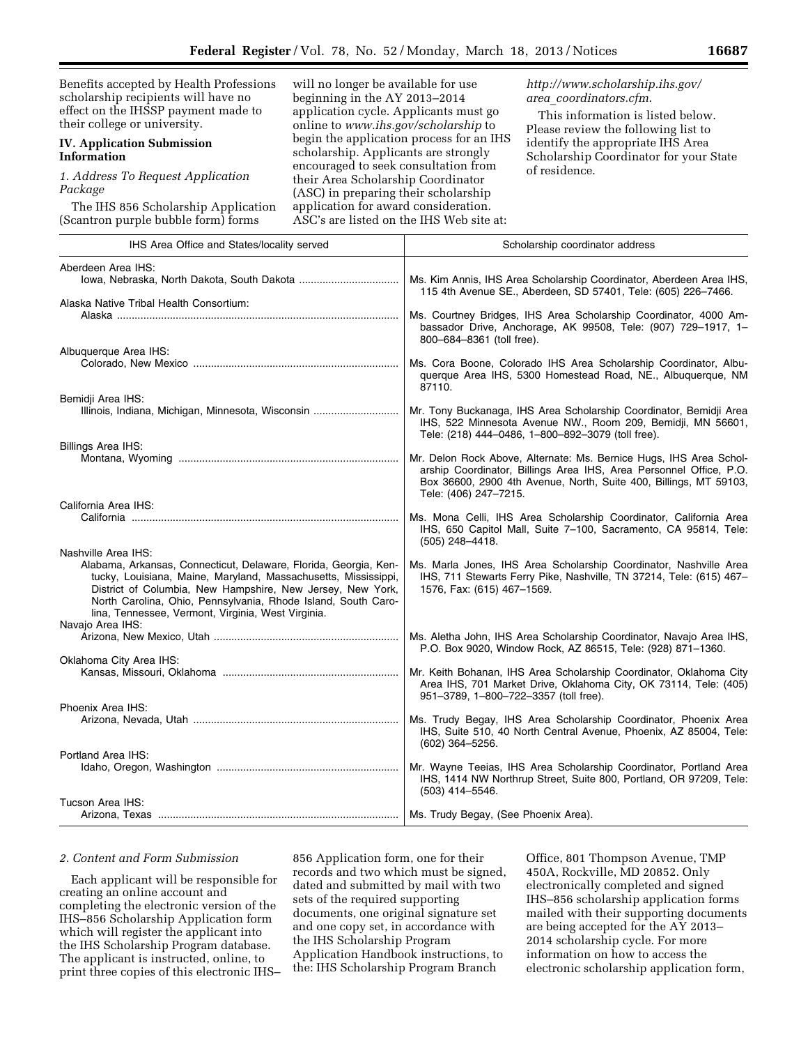Benefits accepted by Health Professions scholarship recipients will have no effect on the IHSSP payment made to their college or university.

## IV. Application Submission Information

### *1. Address To Request Application Package*

The IHS 856 Scholarship Application (Scantron purple bubble form) forms will no longer be available for use beginning in the AY 2013–2014 application cycle. Applicants must go online to *www.ihs.gov/scholarship* to begin the application process for an IHS scholarship. Applicants are strongly encouraged to seek consultation from their Area Scholarship Coordinator (ASC) in preparing their scholarship application for award consideration. ASC's are listed on the IHS Web site at: *http://www.scholarship.ihs.gov/area_coordinators.cfm*.

This information is listed below. Please review the following list to identify the appropriate IHS Area Scholarship Coordinator for your State of residence.

| IHS Area Office and States/locality served | Scholarship coordinator address |
|---|---|
| Aberdeen Area IHS: Iowa, Nebraska, North Dakota, South Dakota | Ms. Kim Annis, IHS Area Scholarship Coordinator, Aberdeen Area IHS, 115 4th Avenue SE., Aberdeen, SD 57401, Tele: (605) 226–7466. |
| Alaska Native Tribal Health Consortium: Alaska | Ms. Courtney Bridges, IHS Area Scholarship Coordinator, 4000 Ambassador Drive, Anchorage, AK 99508, Tele: (907) 729–1917, 1–800–684–8361 (toll free). |
| Albuquerque Area IHS: Colorado, New Mexico | Ms. Cora Boone, Colorado IHS Area Scholarship Coordinator, Albuquerque Area IHS, 5300 Homestead Road, NE., Albuquerque, NM 87110. |
| Bemidji Area IHS: Illinois, Indiana, Michigan, Minnesota, Wisconsin | Mr. Tony Buckanaga, IHS Area Scholarship Coordinator, Bemidji Area IHS, 522 Minnesota Avenue NW., Room 209, Bemidji, MN 56601, Tele: (218) 444–0486, 1–800–892–3079 (toll free). |
| Billings Area IHS: Montana, Wyoming | Mr. Delon Rock Above, Alternate: Ms. Bernice Hugs, IHS Area Scholarship Coordinator, Billings Area IHS, Area Personnel Office, P.O. Box 36600, 2900 4th Avenue, North, Suite 400, Billings, MT 59103, Tele: (406) 247–7215. |
| California Area IHS: California | Ms. Mona Celli, IHS Area Scholarship Coordinator, California Area IHS, 650 Capitol Mall, Suite 7–100, Sacramento, CA 95814, Tele: (505) 248–4418. |
| Nashville Area IHS: Alabama, Arkansas, Connecticut, Delaware, Florida, Georgia, Kentucky, Louisiana, Maine, Maryland, Massachusetts, Mississippi, District of Columbia, New Hampshire, New Jersey, New York, North Carolina, Ohio, Pennsylvania, Rhode Island, South Carolina, Tennessee, Vermont, Virginia, West Virginia. | Ms. Marla Jones, IHS Area Scholarship Coordinator, Nashville Area IHS, 711 Stewarts Ferry Pike, Nashville, TN 37214, Tele: (615) 467–1576, Fax: (615) 467–1569. |
| Navajo Area IHS: Arizona, New Mexico, Utah | Ms. Aletha John, IHS Area Scholarship Coordinator, Navajo Area IHS, P.O. Box 9020, Window Rock, AZ 86515, Tele: (928) 871–1360. |
| Oklahoma City Area IHS: Kansas, Missouri, Oklahoma | Mr. Keith Bohanan, IHS Area Scholarship Coordinator, Oklahoma City Area IHS, 701 Market Drive, Oklahoma City, OK 73114, Tele: (405) 951–3789, 1–800–722–3357 (toll free). |
| Phoenix Area IHS: Arizona, Nevada, Utah | Ms. Trudy Begay, IHS Area Scholarship Coordinator, Phoenix Area IHS, Suite 510, 40 North Central Avenue, Phoenix, AZ 85004, Tele: (602) 364–5256. |
| Portland Area IHS: Idaho, Oregon, Washington | Mr. Wayne Teeias, IHS Area Scholarship Coordinator, Portland Area IHS, 1414 NW Northrup Street, Suite 800, Portland, OR 97209, Tele: (503) 414–5546. |
| Tucson Area IHS: Arizona, Texas | Ms. Trudy Begay, (See Phoenix Area). |

### *2. Content and Form Submission*

Each applicant will be responsible for creating an online account and completing the electronic version of the IHS–856 Scholarship Application form which will register the applicant into the IHS Scholarship Program database. The applicant is instructed, online, to print three copies of this electronic IHS–856 Application form, one for their records and two which must be signed, dated and submitted by mail with two sets of the required supporting documents, one original signature set and one copy set, in accordance with the IHS Scholarship Program Application Handbook instructions, to the: IHS Scholarship Program Branch Office, 801 Thompson Avenue, TMP 450A, Rockville, MD 20852. Only electronically completed and signed IHS–856 scholarship application forms mailed with their supporting documents are being accepted for the AY 2013–2014 scholarship cycle. For more information on how to access the electronic scholarship application form,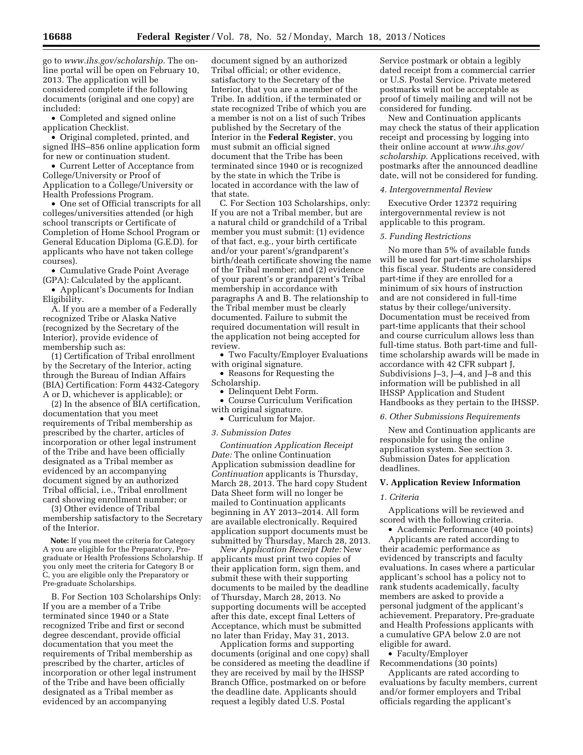go to *www.ihs.gov/scholarship.* The on-line portal will be open on February 10, 2013. The application will be considered complete if the following documents (original and one copy) are included:

- Completed and signed online application Checklist.
- Original completed, printed, and signed IHS–856 online application form for new or continuation student.
- Current Letter of Acceptance from College/University or Proof of Application to a College/University or Health Professions Program.
- One set of Official transcripts for all colleges/universities attended (or high school transcripts or Certificate of Completion of Home School Program or General Education Diploma (G.E.D). for applicants who have not taken college courses).
- Cumulative Grade Point Average (GPA): Calculated by the applicant.
- Applicant's Documents for Indian Eligibility.

A. If you are a member of a Federally recognized Tribe or Alaska Native (recognized by the Secretary of the Interior), provide evidence of membership such as:

(1) Certification of Tribal enrollment by the Secretary of the Interior, acting through the Bureau of Indian Affairs (BIA) Certification: Form 4432-Category A or D, whichever is applicable); or

(2) In the absence of BIA certification, documentation that you meet requirements of Tribal membership as prescribed by the charter, articles of incorporation or other legal instrument of the Tribe and have been officially designated as a Tribal member as evidenced by an accompanying document signed by an authorized Tribal official, i.e., Tribal enrollment card showing enrollment number; or

(3) Other evidence of Tribal membership satisfactory to the Secretary of the Interior.

**Note:** If you meet the criteria for Category A you are eligible for the Preparatory, Pre-graduate or Health Professions Scholarship. If you only meet the criteria for Category B or C, you are eligible only the Preparatory or Pre-graduate Scholarships.

B. For Section 103 Scholarships Only: If you are a member of a Tribe terminated since 1940 or a State recognized Tribe and first or second degree descendant, provide official documentation that you meet the requirements of Tribal membership as prescribed by the charter, articles of incorporation or other legal instrument of the Tribe and have been officially designated as a Tribal member as evidenced by an accompanying document signed by an authorized Tribal official; or other evidence, satisfactory to the Secretary of the Interior, that you are a member of the Tribe. In addition, if the terminated or state recognized Tribe of which you are a member is not on a list of such Tribes published by the Secretary of the Interior in the **Federal Register**, you must submit an official signed document that the Tribe has been terminated since 1940 or is recognized by the state in which the Tribe is located in accordance with the law of that state.

C. For Section 103 Scholarships, only: If you are not a Tribal member, but are a natural child or grandchild of a Tribal member you must submit: (1) evidence of that fact, e.g., your birth certificate and/or your parent's/grandparent's birth/death certificate showing the name of the Tribal member; and (2) evidence of your parent's or grandparent's Tribal membership in accordance with paragraphs A and B. The relationship to the Tribal member must be clearly documented. Failure to submit the required documentation will result in the application not being accepted for review.

- Two Faculty/Employer Evaluations with original signature.
- Reasons for Requesting the Scholarship.
- Delinquent Debt Form.
- Course Curriculum Verification with original signature.
- Curriculum for Major.

*3. Submission Dates*

*Continuation Application Receipt Date:* The online Continuation Application submission deadline for *Continuation* applicants is Thursday, March 28, 2013. The hard copy Student Data Sheet form will no longer be mailed to Continuation applicants beginning in AY 2013–2014. All form are available electronically. Required application support documents must be submitted by Thursday, March 28, 2013.

*New Application Receipt Date:* New applicants must print two copies of their application form, sign them, and submit these with their supporting documents to be mailed by the deadline of Thursday, March 28, 2013. No supporting documents will be accepted after this date, except final Letters of Acceptance, which must be submitted no later than Friday, May 31, 2013.

Application forms and supporting documents (original and one copy) shall be considered as meeting the deadline if they are received by mail by the IHSSP Branch Office, postmarked on or before the deadline date. Applicants should request a legibly dated U.S. Postal Service postmark or obtain a legibly dated receipt from a commercial carrier or U.S. Postal Service. Private metered postmarks will not be acceptable as proof of timely mailing and will not be considered for funding.

New and Continuation applicants may check the status of their application receipt and processing by logging into their online account at *www.ihs.gov/scholarship.* Applications received, with postmarks after the announced deadline date, will not be considered for funding.

*4. Intergovernmental Review*

Executive Order 12372 requiring intergovernmental review is not applicable to this program.

*5. Funding Restrictions*

No more than 5% of available funds will be used for part-time scholarships this fiscal year. Students are considered part-time if they are enrolled for a minimum of six hours of instruction and are not considered in full-time status by their college/university. Documentation must be received from part-time applicants that their school and course curriculum allows less than full-time status. Both part-time and full-time scholarship awards will be made in accordance with 42 CFR subpart J, Subdivisions J–3, J–4, and J–8 and this information will be published in all IHSSP Application and Student Handbooks as they pertain to the IHSSP.

*6. Other Submissions Requirements*

New and Continuation applicants are responsible for using the online application system. See section 3. Submission Dates for application deadlines.

## V. Application Review Information

*1. Criteria*

Applications will be reviewed and scored with the following criteria.

- Academic Performance (40 points)

Applicants are rated according to their academic performance as evidenced by transcripts and faculty evaluations. In cases where a particular applicant's school has a policy not to rank students academically, faculty members are asked to provide a personal judgment of the applicant's achievement. Preparatory, Pre-graduate and Health Professions applicants with a cumulative GPA below 2.0 are not eligible for award.

- Faculty/Employer Recommendations (30 points)

Applicants are rated according to evaluations by faculty members, current and/or former employers and Tribal officials regarding the applicant's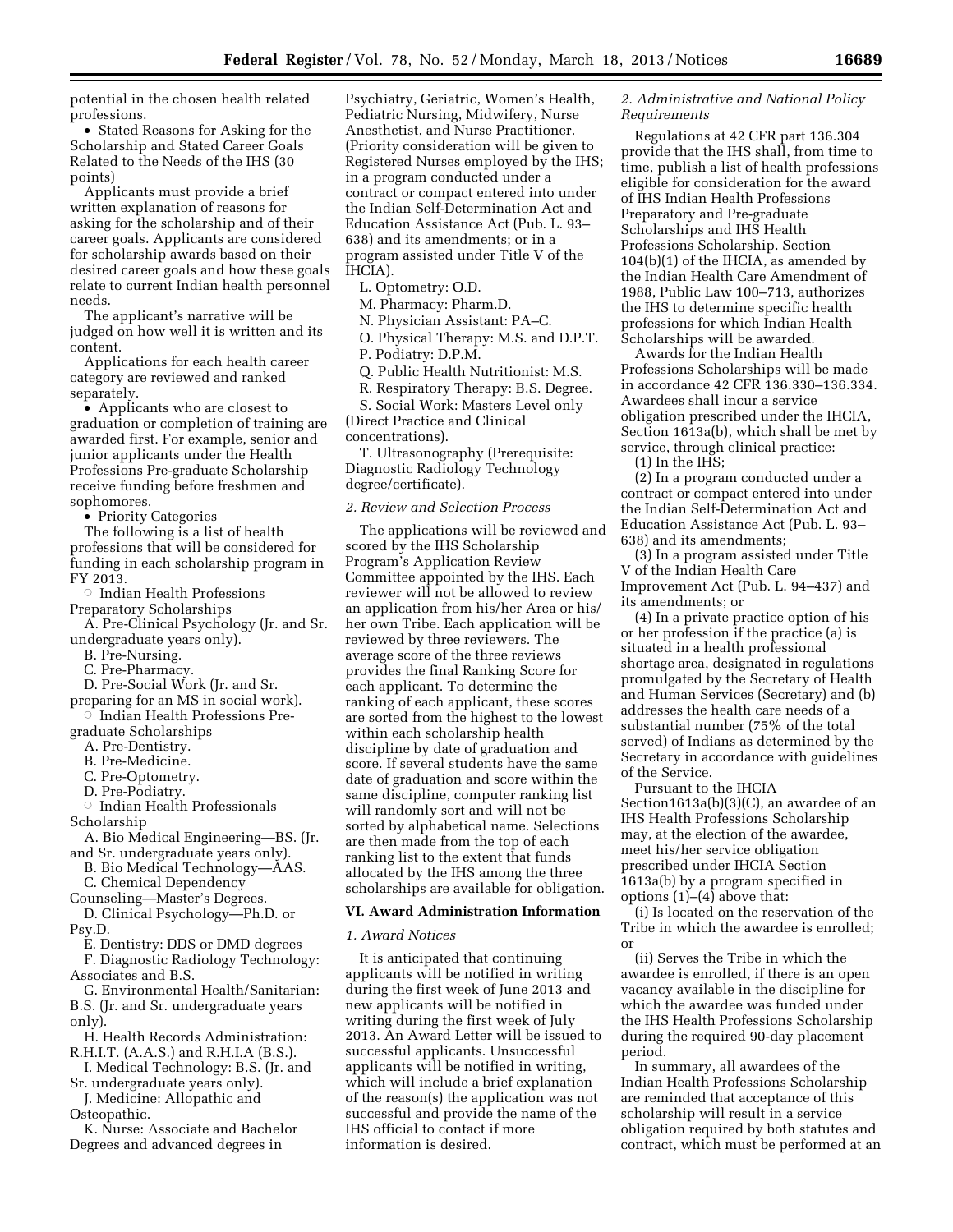potential in the chosen health related professions.

- Stated Reasons for Asking for the Scholarship and Stated Career Goals Related to the Needs of the IHS (30 points)

Applicants must provide a brief written explanation of reasons for asking for the scholarship and of their career goals. Applicants are considered for scholarship awards based on their desired career goals and how these goals relate to current Indian health personnel needs.

The applicant's narrative will be judged on how well it is written and its content.

Applications for each health career category are reviewed and ranked separately.

- Applicants who are closest to graduation or completion of training are awarded first. For example, senior and junior applicants under the Health Professions Pre-graduate Scholarship receive funding before freshmen and sophomores.
- Priority Categories

The following is a list of health professions that will be considered for funding in each scholarship program in FY 2013.

- Indian Health Professions Preparatory Scholarships

A. Pre-Clinical Psychology (Jr. and Sr. undergraduate years only).

B. Pre-Nursing.

C. Pre-Pharmacy.

D. Pre-Social Work (Jr. and Sr. preparing for an MS in social work).

- Indian Health Professions Pre-graduate Scholarships

A. Pre-Dentistry.

B. Pre-Medicine.

C. Pre-Optometry.

D. Pre-Podiatry.

- Indian Health Professionals Scholarship

A. Bio Medical Engineering—BS. (Jr. and Sr. undergraduate years only).

B. Bio Medical Technology—AAS.

C. Chemical Dependency Counseling—Master's Degrees.

D. Clinical Psychology—Ph.D. or Psy.D.

E. Dentistry: DDS or DMD degrees

F. Diagnostic Radiology Technology: Associates and B.S.

G. Environmental Health/Sanitarian: B.S. (Jr. and Sr. undergraduate years only).

H. Health Records Administration: R.H.I.T. (A.A.S.) and R.H.I.A (B.S.).

I. Medical Technology: B.S. (Jr. and Sr. undergraduate years only).

J. Medicine: Allopathic and Osteopathic.

K. Nurse: Associate and Bachelor Degrees and advanced degrees in Psychiatry, Geriatric, Women's Health, Pediatric Nursing, Midwifery, Nurse Anesthetist, and Nurse Practitioner. (Priority consideration will be given to Registered Nurses employed by the IHS; in a program conducted under a contract or compact entered into under the Indian Self-Determination Act and Education Assistance Act (Pub. L. 93–638) and its amendments; or in a program assisted under Title V of the IHCIA).

L. Optometry: O.D.

M. Pharmacy: Pharm.D.

N. Physician Assistant: PA–C.

O. Physical Therapy: M.S. and D.P.T.

P. Podiatry: D.P.M.

Q. Public Health Nutritionist: M.S.

R. Respiratory Therapy: B.S. Degree.

S. Social Work: Masters Level only (Direct Practice and Clinical concentrations).

T. Ultrasonography (Prerequisite: Diagnostic Radiology Technology degree/certificate).

*2. Review and Selection Process*

The applications will be reviewed and scored by the IHS Scholarship Program's Application Review Committee appointed by the IHS. Each reviewer will not be allowed to review an application from his/her Area or his/her own Tribe. Each application will be reviewed by three reviewers. The average score of the three reviews provides the final Ranking Score for each applicant. To determine the ranking of each applicant, these scores are sorted from the highest to the lowest within each scholarship health discipline by date of graduation and score. If several students have the same date of graduation and score within the same discipline, computer ranking list will randomly sort and will not be sorted by alphabetical name. Selections are then made from the top of each ranking list to the extent that funds allocated by the IHS among the three scholarships are available for obligation.

## VI. Award Administration Information

*1. Award Notices*

It is anticipated that continuing applicants will be notified in writing during the first week of June 2013 and new applicants will be notified in writing during the first week of July 2013. An Award Letter will be issued to successful applicants. Unsuccessful applicants will be notified in writing, which will include a brief explanation of the reason(s) the application was not successful and provide the name of the IHS official to contact if more information is desired.

*2. Administrative and National Policy Requirements*

Regulations at 42 CFR part 136.304 provide that the IHS shall, from time to time, publish a list of health professions eligible for consideration for the award of IHS Indian Health Professions Preparatory and Pre-graduate Scholarships and IHS Health Professions Scholarship. Section 104(b)(1) of the IHCIA, as amended by the Indian Health Care Amendment of 1988, Public Law 100–713, authorizes the IHS to determine specific health professions for which Indian Health Scholarships will be awarded.

Awards for the Indian Health Professions Scholarships will be made in accordance 42 CFR 136.330–136.334. Awardees shall incur a service obligation prescribed under the IHCIA, Section 1613a(b), which shall be met by service, through clinical practice:

(1) In the IHS;

(2) In a program conducted under a contract or compact entered into under the Indian Self-Determination Act and Education Assistance Act (Pub. L. 93–638) and its amendments;

(3) In a program assisted under Title V of the Indian Health Care Improvement Act (Pub. L. 94–437) and its amendments; or

(4) In a private practice option of his or her profession if the practice (a) is situated in a health professional shortage area, designated in regulations promulgated by the Secretary of Health and Human Services (Secretary) and (b) addresses the health care needs of a substantial number (75% of the total served) of Indians as determined by the Secretary in accordance with guidelines of the Service.

Pursuant to the IHCIA Section1613a(b)(3)(C), an awardee of an IHS Health Professions Scholarship may, at the election of the awardee, meet his/her service obligation prescribed under IHCIA Section 1613a(b) by a program specified in options (1)–(4) above that:

(i) Is located on the reservation of the Tribe in which the awardee is enrolled; or

(ii) Serves the Tribe in which the awardee is enrolled, if there is an open vacancy available in the discipline for which the awardee was funded under the IHS Health Professions Scholarship during the required 90-day placement period.

In summary, all awardees of the Indian Health Professions Scholarship are reminded that acceptance of this scholarship will result in a service obligation required by both statutes and contract, which must be performed at an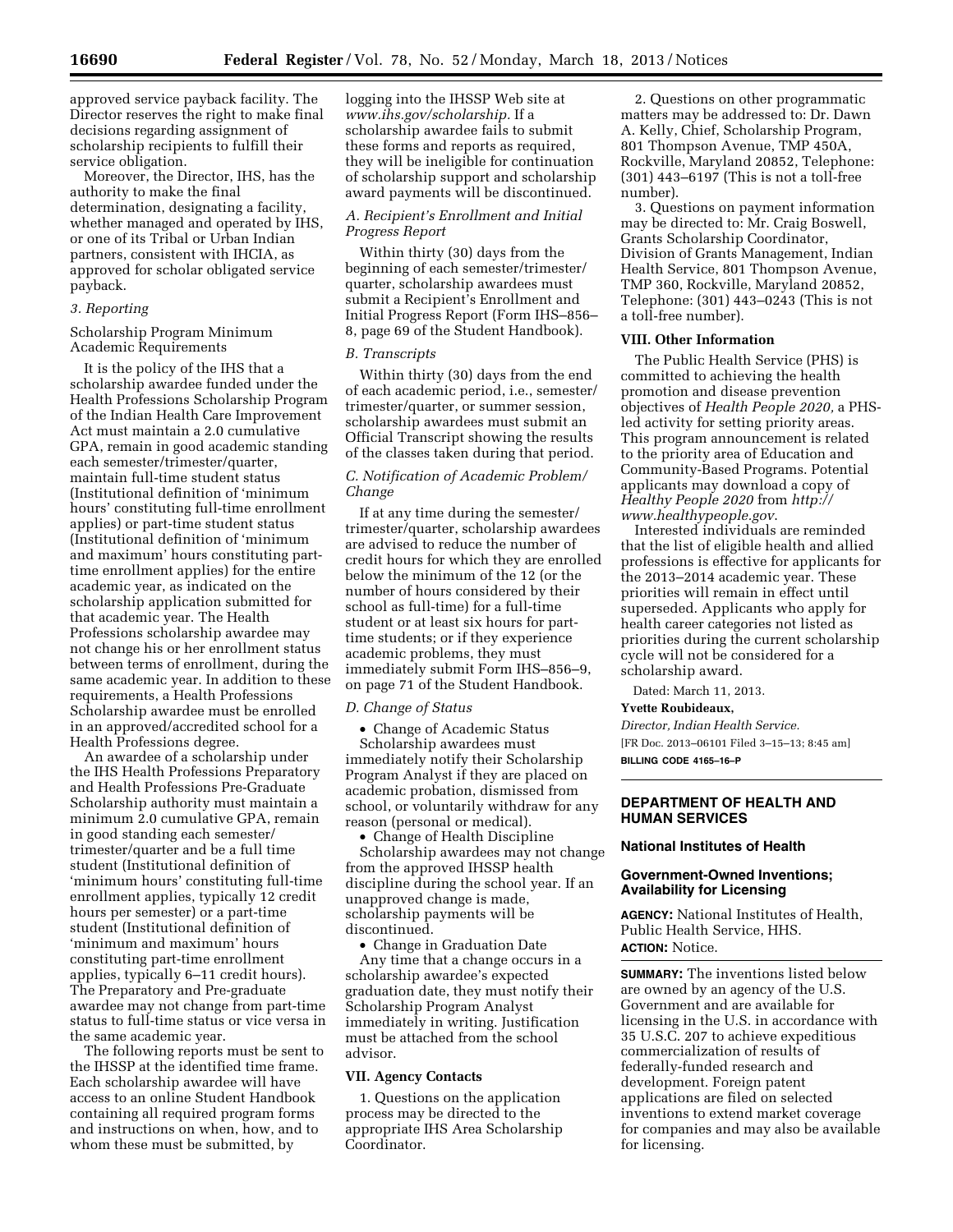approved service payback facility. The Director reserves the right to make final decisions regarding assignment of scholarship recipients to fulfill their service obligation.

Moreover, the Director, IHS, has the authority to make the final determination, designating a facility, whether managed and operated by IHS, or one of its Tribal or Urban Indian partners, consistent with IHCIA, as approved for scholar obligated service payback.

*3. Reporting*

Scholarship Program Minimum Academic Requirements

It is the policy of the IHS that a scholarship awardee funded under the Health Professions Scholarship Program of the Indian Health Care Improvement Act must maintain a 2.0 cumulative GPA, remain in good academic standing each semester/trimester/quarter, maintain full-time student status (Institutional definition of 'minimum hours' constituting full-time enrollment applies) or part-time student status (Institutional definition of 'minimum and maximum' hours constituting part-time enrollment applies) for the entire academic year, as indicated on the scholarship application submitted for that academic year. The Health Professions scholarship awardee may not change his or her enrollment status between terms of enrollment, during the same academic year. In addition to these requirements, a Health Professions Scholarship awardee must be enrolled in an approved/accredited school for a Health Professions degree.

An awardee of a scholarship under the IHS Health Professions Preparatory and Health Professions Pre-Graduate Scholarship authority must maintain a minimum 2.0 cumulative GPA, remain in good standing each semester/trimester/quarter and be a full time student (Institutional definition of 'minimum hours' constituting full-time enrollment applies, typically 12 credit hours per semester) or a part-time student (Institutional definition of 'minimum and maximum' hours constituting part-time enrollment applies, typically 6–11 credit hours). The Preparatory and Pre-graduate awardee may not change from part-time status to full-time status or vice versa in the same academic year.

The following reports must be sent to the IHSSP at the identified time frame. Each scholarship awardee will have access to an online Student Handbook containing all required program forms and instructions on when, how, and to whom these must be submitted, by logging into the IHSSP Web site at *www.ihs.gov/scholarship.* If a scholarship awardee fails to submit these forms and reports as required, they will be ineligible for continuation of scholarship support and scholarship award payments will be discontinued.

*A. Recipient's Enrollment and Initial Progress Report*

Within thirty (30) days from the beginning of each semester/trimester/quarter, scholarship awardees must submit a Recipient's Enrollment and Initial Progress Report (Form IHS–856–8, page 69 of the Student Handbook).

*B. Transcripts*

Within thirty (30) days from the end of each academic period, i.e., semester/trimester/quarter, or summer session, scholarship awardees must submit an Official Transcript showing the results of the classes taken during that period.

*C. Notification of Academic Problem/Change*

If at any time during the semester/trimester/quarter, scholarship awardees are advised to reduce the number of credit hours for which they are enrolled below the minimum of the 12 (or the number of hours considered by their school as full-time) for a full-time student or at least six hours for part-time students; or if they experience academic problems, they must immediately submit Form IHS–856–9, on page 71 of the Student Handbook.

*D. Change of Status*

- Change of Academic Status

Scholarship awardees must immediately notify their Scholarship Program Analyst if they are placed on academic probation, dismissed from school, or voluntarily withdraw for any reason (personal or medical).

- Change of Health Discipline

Scholarship awardees may not change from the approved IHSSP health discipline during the school year. If an unapproved change is made, scholarship payments will be discontinued.

- Change in Graduation Date

Any time that a change occurs in a scholarship awardee's expected graduation date, they must notify their Scholarship Program Analyst immediately in writing. Justification must be attached from the school advisor.

## VII. Agency Contacts

1. Questions on the application process may be directed to the appropriate IHS Area Scholarship Coordinator.

2. Questions on other programmatic matters may be addressed to: Dr. Dawn A. Kelly, Chief, Scholarship Program, 801 Thompson Avenue, TMP 450A, Rockville, Maryland 20852, Telephone: (301) 443–6197 (This is not a toll-free number).

3. Questions on payment information may be directed to: Mr. Craig Boswell, Grants Scholarship Coordinator, Division of Grants Management, Indian Health Service, 801 Thompson Avenue, TMP 360, Rockville, Maryland 20852, Telephone: (301) 443–0243 (This is not a toll-free number).

## VIII. Other Information

The Public Health Service (PHS) is committed to achieving the health promotion and disease prevention objectives of *Health People 2020,* a PHS-led activity for setting priority areas. This program announcement is related to the priority area of Education and Community-Based Programs. Potential applicants may download a copy of *Healthy People 2020* from *http://www.healthypeople.gov*.

Interested individuals are reminded that the list of eligible health and allied professions is effective for applicants for the 2013–2014 academic year. These priorities will remain in effect until superseded. Applicants who apply for health career categories not listed as priorities during the current scholarship cycle will not be considered for a scholarship award.

Dated: March 11, 2013.

**Yvette Roubideaux,**

*Director, Indian Health Service.*

[FR Doc. 2013–06101 Filed 3–15–13; 8:45 am]

**BILLING CODE 4165–16–P**

---

# DEPARTMENT OF HEALTH AND HUMAN SERVICES

## National Institutes of Health

## Government-Owned Inventions; Availability for Licensing

**AGENCY:** National Institutes of Health, Public Health Service, HHS.

**ACTION:** Notice.

**SUMMARY:** The inventions listed below are owned by an agency of the U.S. Government and are available for licensing in the U.S. in accordance with 35 U.S.C. 207 to achieve expeditious commercialization of results of federally-funded research and development. Foreign patent applications are filed on selected inventions to extend market coverage for companies and may also be available for licensing.